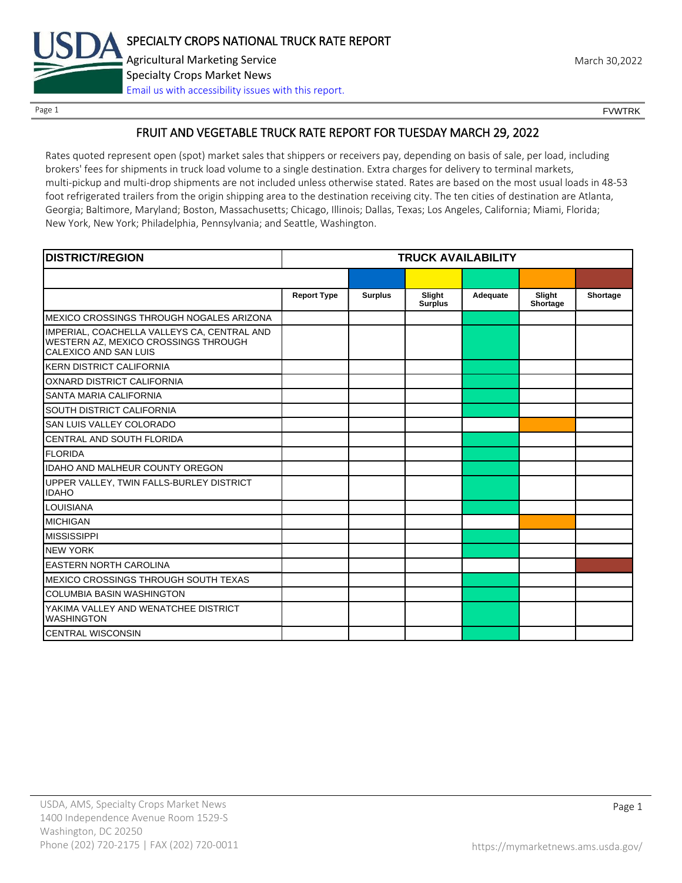SPECIALTY CROPS NATIONAL TRUCK RATE REPORT

Agricultural Marketing Service

Specialty Crops Market News

Email us with accessibility issues with this report.

March 30,2022

FVWTRK

## FRUIT AND VEGETABLE TRUCK RATE REPORT FOR TUESDAY MARCH 29, 2022

Rates quoted represent open (spot) market sales that shippers or receivers pay, depending on basis of sale, per load, including brokers' fees for shipments in truck load volume to a single destination. Extra charges for delivery to terminal markets, multi-pickup and multi-drop shipments are not included unless otherwise stated. Rates are based on the most usual loads in 48-53 foot refrigerated trailers from the origin shipping area to the destination receiving city. The ten cities of destination are Atlanta, Georgia; Baltimore, Maryland; Boston, Massachusetts; Chicago, Illinois; Dallas, Texas; Los Angeles, California; Miami, Florida; New York, New York; Philadelphia, Pennsylvania; and Seattle, Washington.

| DISTRICT/REGION | TRUCK AVAILABILITY | | | | | |
|---|---|---|---|---|---|---|
| | Report Type | Surplus | Slight Surplus | Adequate | Slight Shortage | Shortage |
| MEXICO CROSSINGS THROUGH NOGALES ARIZONA | | | | X | | |
| IMPERIAL, COACHELLA VALLEYS CA, CENTRAL AND WESTERN AZ, MEXICO CROSSINGS THROUGH CALEXICO AND SAN LUIS | | | | X | | |
| KERN DISTRICT CALIFORNIA | | | | X | | |
| OXNARD DISTRICT CALIFORNIA | | | | X | | |
| SANTA MARIA CALIFORNIA | | | | X | | |
| SOUTH DISTRICT CALIFORNIA | | | | X | | |
| SAN LUIS VALLEY COLORADO | | | | | X | |
| CENTRAL AND SOUTH FLORIDA | | | | X | | |
| FLORIDA | | | | X | | |
| IDAHO AND MALHEUR COUNTY OREGON | | | | X | | |
| UPPER VALLEY, TWIN FALLS-BURLEY DISTRICT IDAHO | | | | X | | |
| LOUISIANA | | | | X | | |
| MICHIGAN | | | | | X | |
| MISSISSIPPI | | | | X | | |
| NEW YORK | | | | X | | |
| EASTERN NORTH CAROLINA | | | | | | X |
| MEXICO CROSSINGS THROUGH SOUTH TEXAS | | | | X | | |
| COLUMBIA BASIN WASHINGTON | | | | X | | |
| YAKIMA VALLEY AND WENATCHEE DISTRICT WASHINGTON | | | | X | | |
| CENTRAL WISCONSIN | | | | X | | |

USDA, AMS, Specialty Crops Market News
1400 Independence Avenue Room 1529-S
Washington, DC 20250
Phone (202) 720-2175 | FAX (202) 720-0011

https://mymarketnews.ams.usda.gov/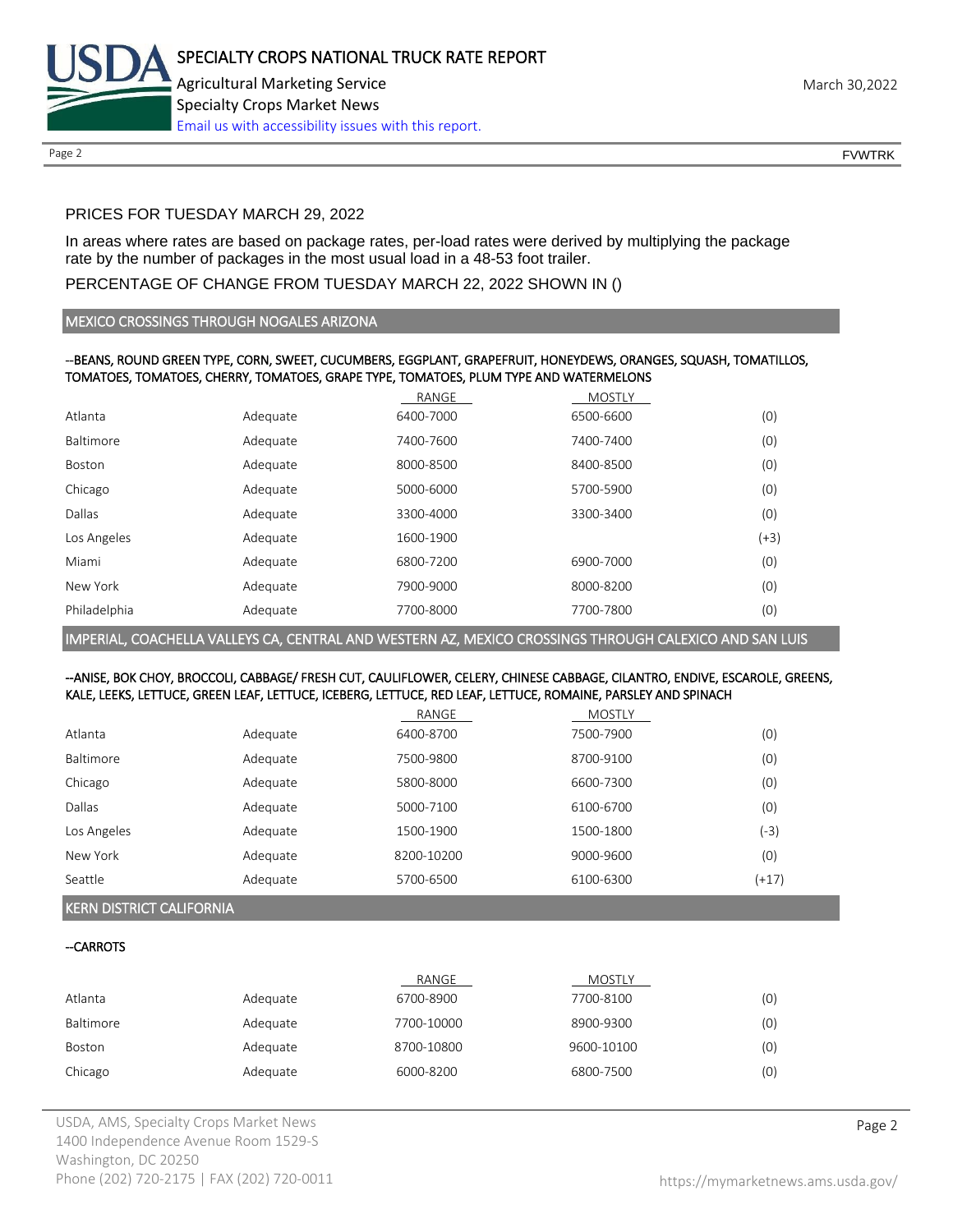PRICES FOR TUESDAY MARCH 29, 2022

In areas where rates are based on package rates, per-load rates were derived by multiplying the package rate by the number of packages in the most usual load in a 48-53 foot trailer.

PERCENTAGE OF CHANGE FROM TUESDAY MARCH 22, 2022 SHOWN IN ()

## MEXICO CROSSINGS THROUGH NOGALES ARIZONA

**--BEANS, ROUND GREEN TYPE, CORN, SWEET, CUCUMBERS, EGGPLANT, GRAPEFRUIT, HONEYDEWS, ORANGES, SQUASH, TOMATILLOS, TOMATOES, TOMATOES, CHERRY, TOMATOES, GRAPE TYPE, TOMATOES, PLUM TYPE AND WATERMELONS**

| | | RANGE | MOSTLY | |
|---|---|---|---|---|
| Atlanta | Adequate | 6400-7000 | 6500-6600 | (0) |
| Baltimore | Adequate | 7400-7600 | 7400-7400 | (0) |
| Boston | Adequate | 8000-8500 | 8400-8500 | (0) |
| Chicago | Adequate | 5000-6000 | 5700-5900 | (0) |
| Dallas | Adequate | 3300-4000 | 3300-3400 | (0) |
| Los Angeles | Adequate | 1600-1900 | | (+3) |
| Miami | Adequate | 6800-7200 | 6900-7000 | (0) |
| New York | Adequate | 7900-9000 | 8000-8200 | (0) |
| Philadelphia | Adequate | 7700-8000 | 7700-7800 | (0) |

## IMPERIAL, COACHELLA VALLEYS CA, CENTRAL AND WESTERN AZ, MEXICO CROSSINGS THROUGH CALEXICO AND SAN LUIS

**--ANISE, BOK CHOY, BROCCOLI, CABBAGE/ FRESH CUT, CAULIFLOWER, CELERY, CHINESE CABBAGE, CILANTRO, ENDIVE, ESCAROLE, GREENS, KALE, LEEKS, LETTUCE, GREEN LEAF, LETTUCE, ICEBERG, LETTUCE, RED LEAF, LETTUCE, ROMAINE, PARSLEY AND SPINACH**

| | | RANGE | MOSTLY | |
|---|---|---|---|---|
| Atlanta | Adequate | 6400-8700 | 7500-7900 | (0) |
| Baltimore | Adequate | 7500-9800 | 8700-9100 | (0) |
| Chicago | Adequate | 5800-8000 | 6600-7300 | (0) |
| Dallas | Adequate | 5000-7100 | 6100-6700 | (0) |
| Los Angeles | Adequate | 1500-1900 | 1500-1800 | (-3) |
| New York | Adequate | 8200-10200 | 9000-9600 | (0) |
| Seattle | Adequate | 5700-6500 | 6100-6300 | (+17) |

## KERN DISTRICT CALIFORNIA

**--CARROTS**

| | | RANGE | MOSTLY | |
|---|---|---|---|---|
| Atlanta | Adequate | 6700-8900 | 7700-8100 | (0) |
| Baltimore | Adequate | 7700-10000 | 8900-9300 | (0) |
| Boston | Adequate | 8700-10800 | 9600-10100 | (0) |
| Chicago | Adequate | 6000-8200 | 6800-7500 | (0) |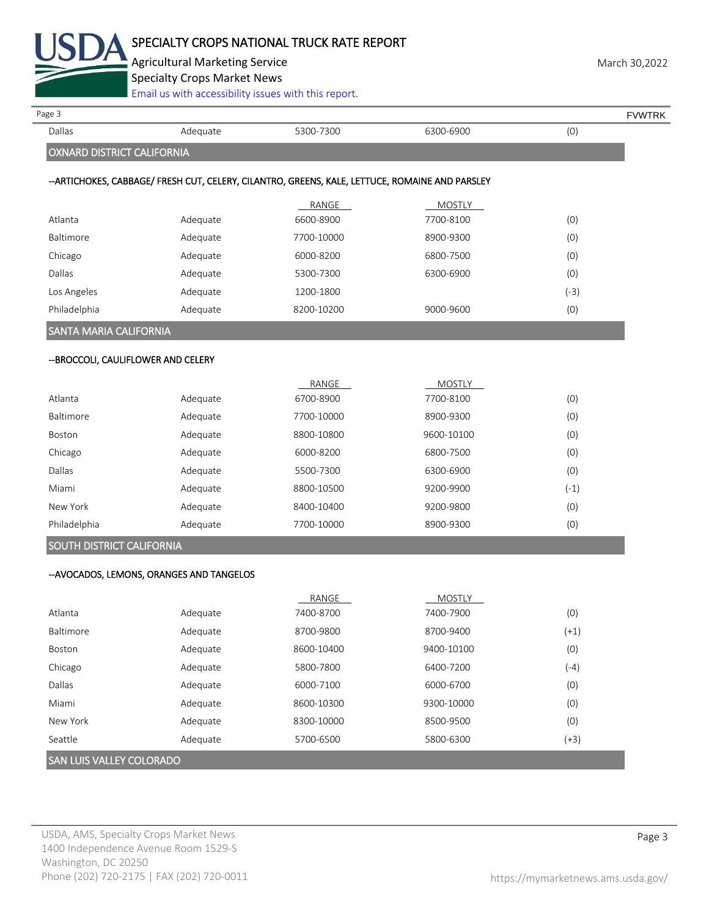| | | | | |
|---|---|---|---|---|
| Dallas | Adequate | 5300-7300 | 6300-6900 | (0) |

## OXNARD DISTRICT CALIFORNIA

--ARTICHOKES, CABBAGE/ FRESH CUT, CELERY, CILANTRO, GREENS, KALE, LETTUCE, ROMAINE AND PARSLEY

| | | RANGE | MOSTLY | |
|---|---|---|---|---|
| Atlanta | Adequate | 6600-8900 | 7700-8100 | (0) |
| Baltimore | Adequate | 7700-10000 | 8900-9300 | (0) |
| Chicago | Adequate | 6000-8200 | 6800-7500 | (0) |
| Dallas | Adequate | 5300-7300 | 6300-6900 | (0) |
| Los Angeles | Adequate | 1200-1800 | | (-3) |
| Philadelphia | Adequate | 8200-10200 | 9000-9600 | (0) |

## SANTA MARIA CALIFORNIA

--BROCCOLI, CAULIFLOWER AND CELERY

| | | RANGE | MOSTLY | |
|---|---|---|---|---|
| Atlanta | Adequate | 6700-8900 | 7700-8100 | (0) |
| Baltimore | Adequate | 7700-10000 | 8900-9300 | (0) |
| Boston | Adequate | 8800-10800 | 9600-10100 | (0) |
| Chicago | Adequate | 6000-8200 | 6800-7500 | (0) |
| Dallas | Adequate | 5500-7300 | 6300-6900 | (0) |
| Miami | Adequate | 8800-10500 | 9200-9900 | (-1) |
| New York | Adequate | 8400-10400 | 9200-9800 | (0) |
| Philadelphia | Adequate | 7700-10000 | 8900-9300 | (0) |

## SOUTH DISTRICT CALIFORNIA

--AVOCADOS, LEMONS, ORANGES AND TANGELOS

| | | RANGE | MOSTLY | |
|---|---|---|---|---|
| Atlanta | Adequate | 7400-8700 | 7400-7900 | (0) |
| Baltimore | Adequate | 8700-9800 | 8700-9400 | (+1) |
| Boston | Adequate | 8600-10400 | 9400-10100 | (0) |
| Chicago | Adequate | 5800-7800 | 6400-7200 | (-4) |
| Dallas | Adequate | 6000-7100 | 6000-6700 | (0) |
| Miami | Adequate | 8600-10300 | 9300-10000 | (0) |
| New York | Adequate | 8300-10000 | 8500-9500 | (0) |
| Seattle | Adequate | 5700-6500 | 5800-6300 | (+3) |

## SAN LUIS VALLEY COLORADO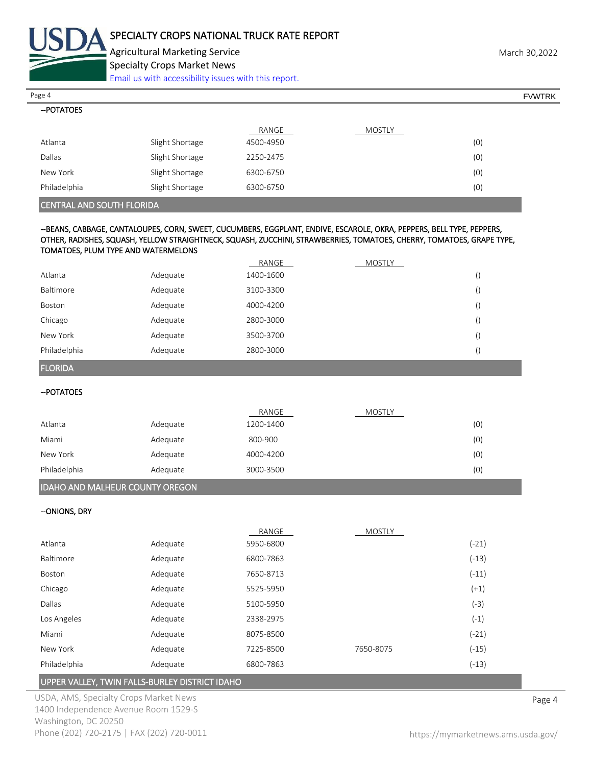--POTATOES

| | | RANGE | MOSTLY | |
|---|---|---|---|---|
| Atlanta | Slight Shortage | 4500-4950 | | (0) |
| Dallas | Slight Shortage | 2250-2475 | | (0) |
| New York | Slight Shortage | 6300-6750 | | (0) |
| Philadelphia | Slight Shortage | 6300-6750 | | (0) |

## CENTRAL AND SOUTH FLORIDA

--BEANS, CABBAGE, CANTALOUPES, CORN, SWEET, CUCUMBERS, EGGPLANT, ENDIVE, ESCAROLE, OKRA, PEPPERS, BELL TYPE, PEPPERS, OTHER, RADISHES, SQUASH, YELLOW STRAIGHTNECK, SQUASH, ZUCCHINI, STRAWBERRIES, TOMATOES, CHERRY, TOMATOES, GRAPE TYPE, TOMATOES, PLUM TYPE AND WATERMELONS

| | | RANGE | MOSTLY | |
|---|---|---|---|---|
| Atlanta | Adequate | 1400-1600 | | () |
| Baltimore | Adequate | 3100-3300 | | () |
| Boston | Adequate | 4000-4200 | | () |
| Chicago | Adequate | 2800-3000 | | () |
| New York | Adequate | 3500-3700 | | () |
| Philadelphia | Adequate | 2800-3000 | | () |

## FLORIDA

--POTATOES

| | | RANGE | MOSTLY | |
|---|---|---|---|---|
| Atlanta | Adequate | 1200-1400 | | (0) |
| Miami | Adequate | 800-900 | | (0) |
| New York | Adequate | 4000-4200 | | (0) |
| Philadelphia | Adequate | 3000-3500 | | (0) |

## IDAHO AND MALHEUR COUNTY OREGON

--ONIONS, DRY

| | | RANGE | MOSTLY | |
|---|---|---|---|---|
| Atlanta | Adequate | 5950-6800 | | (-21) |
| Baltimore | Adequate | 6800-7863 | | (-13) |
| Boston | Adequate | 7650-8713 | | (-11) |
| Chicago | Adequate | 5525-5950 | | (+1) |
| Dallas | Adequate | 5100-5950 | | (-3) |
| Los Angeles | Adequate | 2338-2975 | | (-1) |
| Miami | Adequate | 8075-8500 | | (-21) |
| New York | Adequate | 7225-8500 | 7650-8075 | (-15) |
| Philadelphia | Adequate | 6800-7863 | | (-13) |

## UPPER VALLEY, TWIN FALLS-BURLEY DISTRICT IDAHO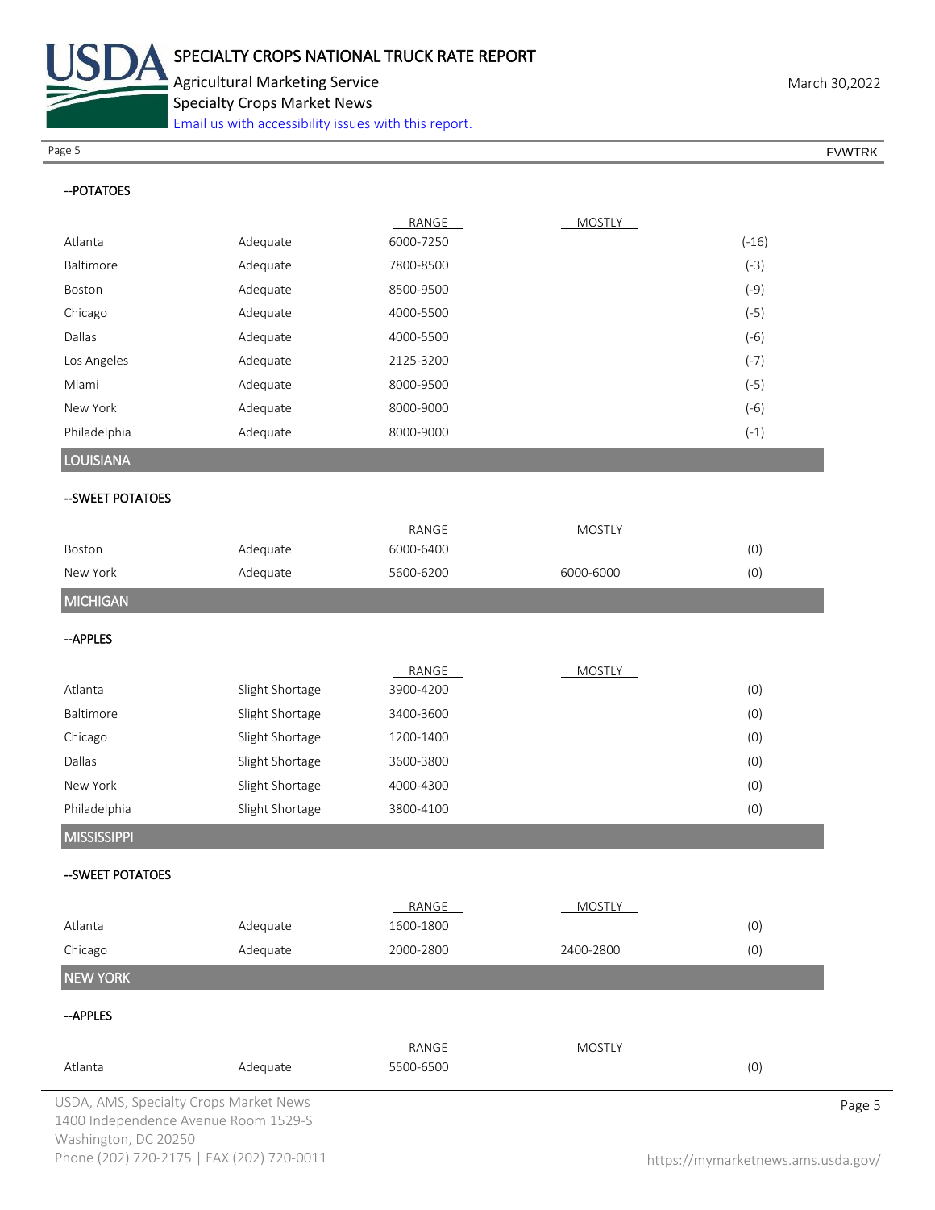--POTATOES

| | | RANGE | MOSTLY | |
|---|---|---|---|---|
| Atlanta | Adequate | 6000-7250 | | (-16) |
| Baltimore | Adequate | 7800-8500 | | (-3) |
| Boston | Adequate | 8500-9500 | | (-9) |
| Chicago | Adequate | 4000-5500 | | (-5) |
| Dallas | Adequate | 4000-5500 | | (-6) |
| Los Angeles | Adequate | 2125-3200 | | (-7) |
| Miami | Adequate | 8000-9500 | | (-5) |
| New York | Adequate | 8000-9000 | | (-6) |
| Philadelphia | Adequate | 8000-9000 | | (-1) |

## LOUISIANA

--SWEET POTATOES

| | | RANGE | MOSTLY | |
|---|---|---|---|---|
| Boston | Adequate | 6000-6400 | | (0) |
| New York | Adequate | 5600-6200 | 6000-6000 | (0) |

## MICHIGAN

--APPLES

| | | RANGE | MOSTLY | |
|---|---|---|---|---|
| Atlanta | Slight Shortage | 3900-4200 | | (0) |
| Baltimore | Slight Shortage | 3400-3600 | | (0) |
| Chicago | Slight Shortage | 1200-1400 | | (0) |
| Dallas | Slight Shortage | 3600-3800 | | (0) |
| New York | Slight Shortage | 4000-4300 | | (0) |
| Philadelphia | Slight Shortage | 3800-4100 | | (0) |

## MISSISSIPPI

--SWEET POTATOES

| | | RANGE | MOSTLY | |
|---|---|---|---|---|
| Atlanta | Adequate | 1600-1800 | | (0) |
| Chicago | Adequate | 2000-2800 | 2400-2800 | (0) |

## NEW YORK

--APPLES

| | | RANGE | MOSTLY | |
|---|---|---|---|---|
| Atlanta | Adequate | 5500-6500 | | (0) |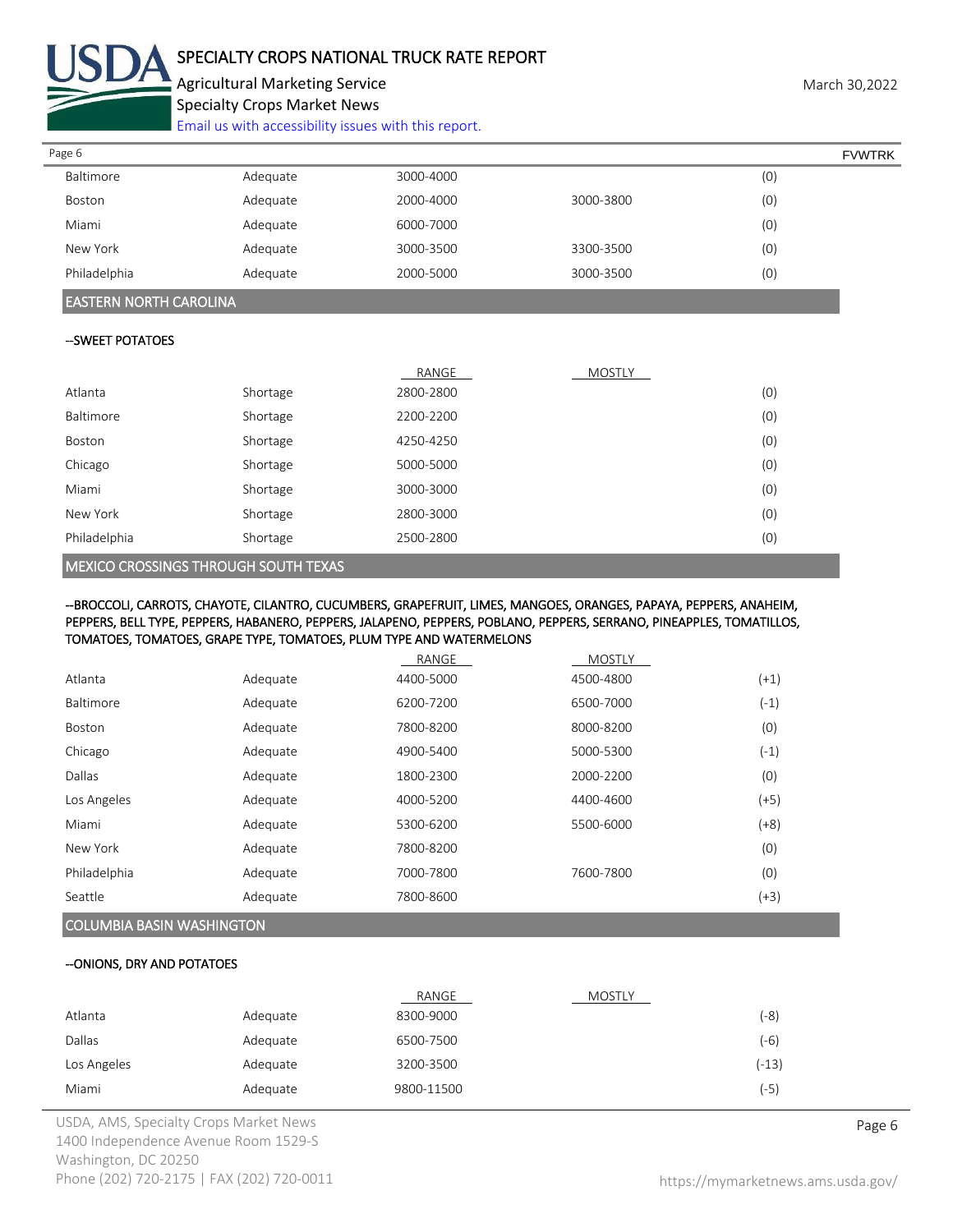| | | | | |
|---|---|---|---|---|
| Baltimore | Adequate | 3000-4000 | | (0) |
| Boston | Adequate | 2000-4000 | 3000-3800 | (0) |
| Miami | Adequate | 6000-7000 | | (0) |
| New York | Adequate | 3000-3500 | 3300-3500 | (0) |
| Philadelphia | Adequate | 2000-5000 | 3000-3500 | (0) |

## EASTERN NORTH CAROLINA

--SWEET POTATOES

| | | RANGE | MOSTLY | |
|---|---|---|---|---|
| Atlanta | Shortage | 2800-2800 | | (0) |
| Baltimore | Shortage | 2200-2200 | | (0) |
| Boston | Shortage | 4250-4250 | | (0) |
| Chicago | Shortage | 5000-5000 | | (0) |
| Miami | Shortage | 3000-3000 | | (0) |
| New York | Shortage | 2800-3000 | | (0) |
| Philadelphia | Shortage | 2500-2800 | | (0) |

## MEXICO CROSSINGS THROUGH SOUTH TEXAS

--BROCCOLI, CARROTS, CHAYOTE, CILANTRO, CUCUMBERS, GRAPEFRUIT, LIMES, MANGOES, ORANGES, PAPAYA, PEPPERS, ANAHEIM, PEPPERS, BELL TYPE, PEPPERS, HABANERO, PEPPERS, JALAPENO, PEPPERS, POBLANO, PEPPERS, SERRANO, PINEAPPLES, TOMATILLOS, TOMATOES, TOMATOES, GRAPE TYPE, TOMATOES, PLUM TYPE AND WATERMELONS

| | | RANGE | MOSTLY | |
|---|---|---|---|---|
| Atlanta | Adequate | 4400-5000 | 4500-4800 | (+1) |
| Baltimore | Adequate | 6200-7200 | 6500-7000 | (-1) |
| Boston | Adequate | 7800-8200 | 8000-8200 | (0) |
| Chicago | Adequate | 4900-5400 | 5000-5300 | (-1) |
| Dallas | Adequate | 1800-2300 | 2000-2200 | (0) |
| Los Angeles | Adequate | 4000-5200 | 4400-4600 | (+5) |
| Miami | Adequate | 5300-6200 | 5500-6000 | (+8) |
| New York | Adequate | 7800-8200 | | (0) |
| Philadelphia | Adequate | 7000-7800 | 7600-7800 | (0) |
| Seattle | Adequate | 7800-8600 | | (+3) |

## COLUMBIA BASIN WASHINGTON

--ONIONS, DRY AND POTATOES

| | | RANGE | MOSTLY | |
|---|---|---|---|---|
| Atlanta | Adequate | 8300-9000 | | (-8) |
| Dallas | Adequate | 6500-7500 | | (-6) |
| Los Angeles | Adequate | 3200-3500 | | (-13) |
| Miami | Adequate | 9800-11500 | | (-5) |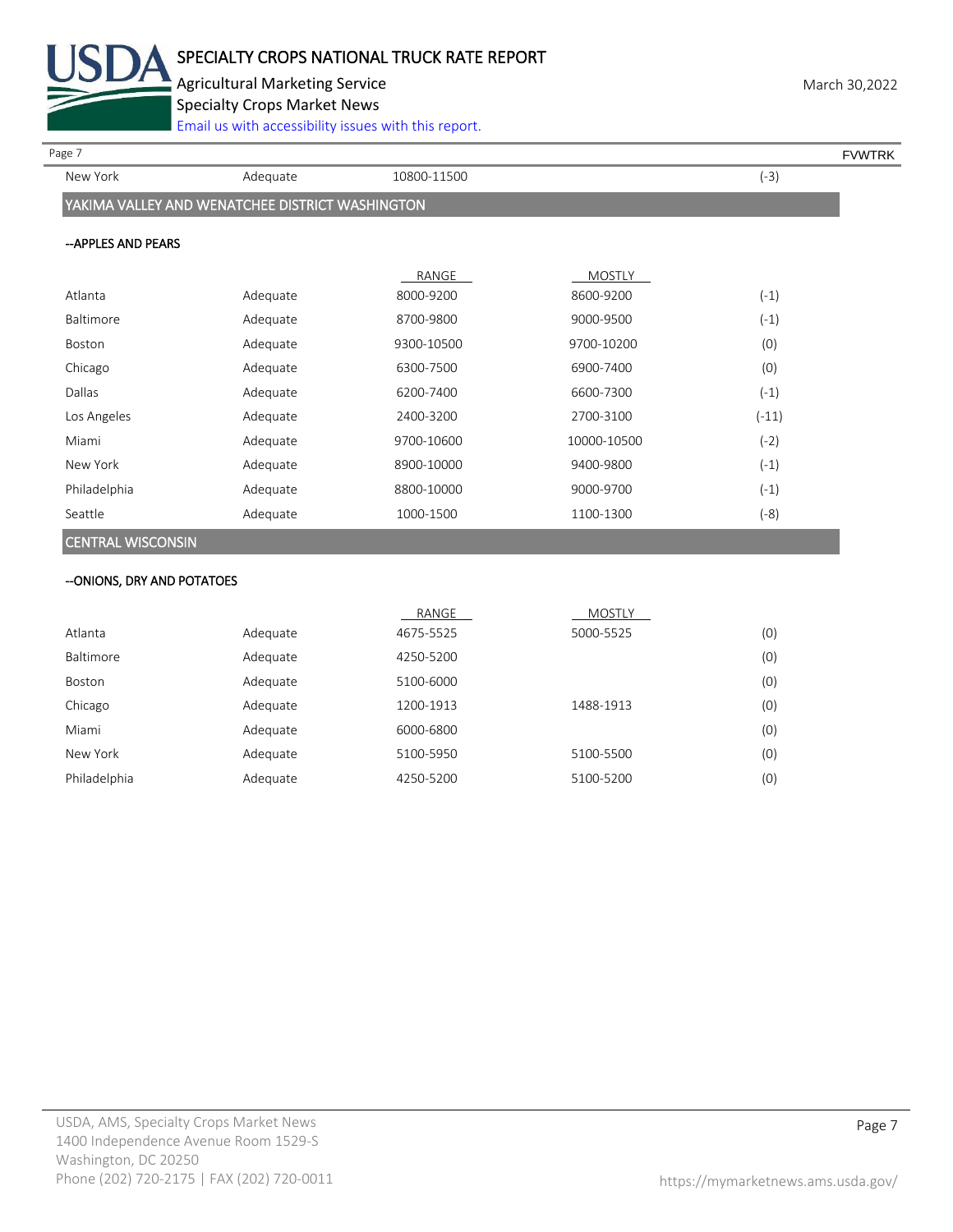| | | | | |
|---|---|---|---|---|
| New York | Adequate | 10800-11500 | | (-3) |

## YAKIMA VALLEY AND WENATCHEE DISTRICT WASHINGTON

### --APPLES AND PEARS

| | | RANGE | MOSTLY | |
|---|---|---|---|---|
| Atlanta | Adequate | 8000-9200 | 8600-9200 | (-1) |
| Baltimore | Adequate | 8700-9800 | 9000-9500 | (-1) |
| Boston | Adequate | 9300-10500 | 9700-10200 | (0) |
| Chicago | Adequate | 6300-7500 | 6900-7400 | (0) |
| Dallas | Adequate | 6200-7400 | 6600-7300 | (-1) |
| Los Angeles | Adequate | 2400-3200 | 2700-3100 | (-11) |
| Miami | Adequate | 9700-10600 | 10000-10500 | (-2) |
| New York | Adequate | 8900-10000 | 9400-9800 | (-1) |
| Philadelphia | Adequate | 8800-10000 | 9000-9700 | (-1) |
| Seattle | Adequate | 1000-1500 | 1100-1300 | (-8) |

## CENTRAL WISCONSIN

### --ONIONS, DRY AND POTATOES

| | | RANGE | MOSTLY | |
|---|---|---|---|---|
| Atlanta | Adequate | 4675-5525 | 5000-5525 | (0) |
| Baltimore | Adequate | 4250-5200 | | (0) |
| Boston | Adequate | 5100-6000 | | (0) |
| Chicago | Adequate | 1200-1913 | 1488-1913 | (0) |
| Miami | Adequate | 6000-6800 | | (0) |
| New York | Adequate | 5100-5950 | 5100-5500 | (0) |
| Philadelphia | Adequate | 4250-5200 | 5100-5200 | (0) |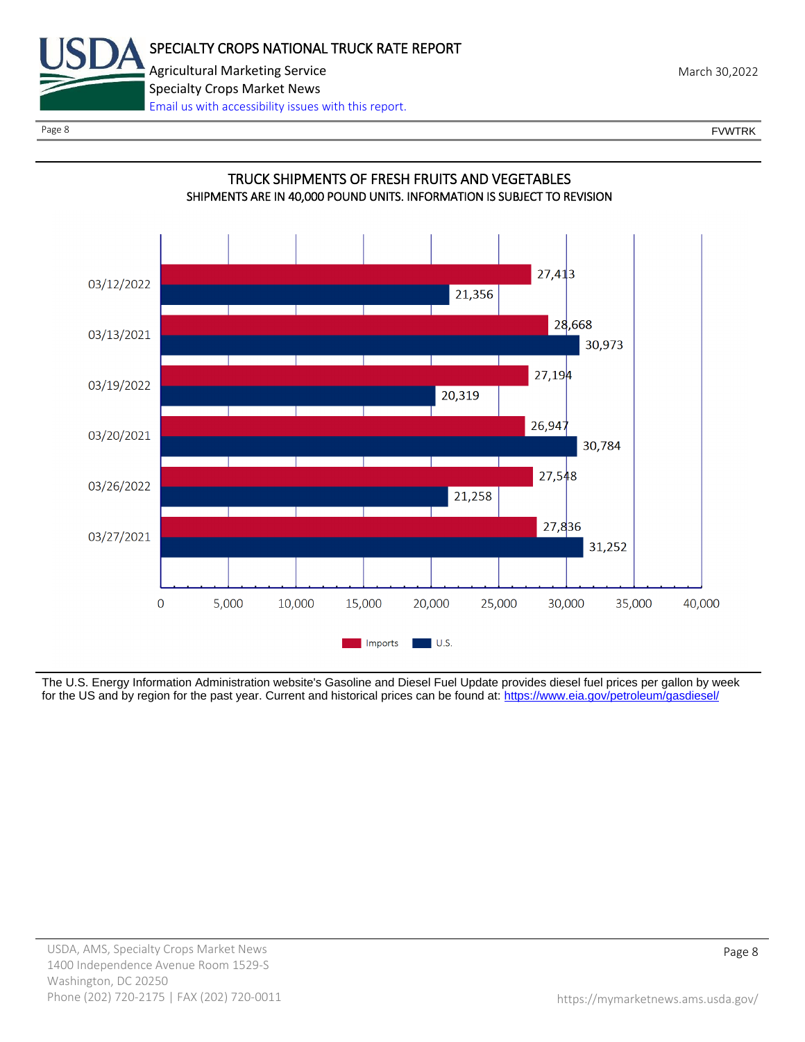# TRUCK SHIPMENTS OF FRESH FRUITS AND VEGETABLES

SHIPMENTS ARE IN 40,000 POUND UNITS. INFORMATION IS SUBJECT TO REVISION

03/12/2022
27,413
21,356

03/13/2021
28,668
30,973

03/19/2022
27,194
20,319

03/20/2021
26,947
30,784

03/26/2022
27,548
21,258

03/27/2021
27,836
31,252

0
5,000
10,000
15,000
20,000
25,000
30,000
35,000
40,000

Imports
U.S.

The U.S. Energy Information Administration website's Gasoline and Diesel Fuel Update provides diesel fuel prices per gallon by week for the US and by region for the past year. Current and historical prices can be found at: https://www.eia.gov/petroleum/gasdiesel/